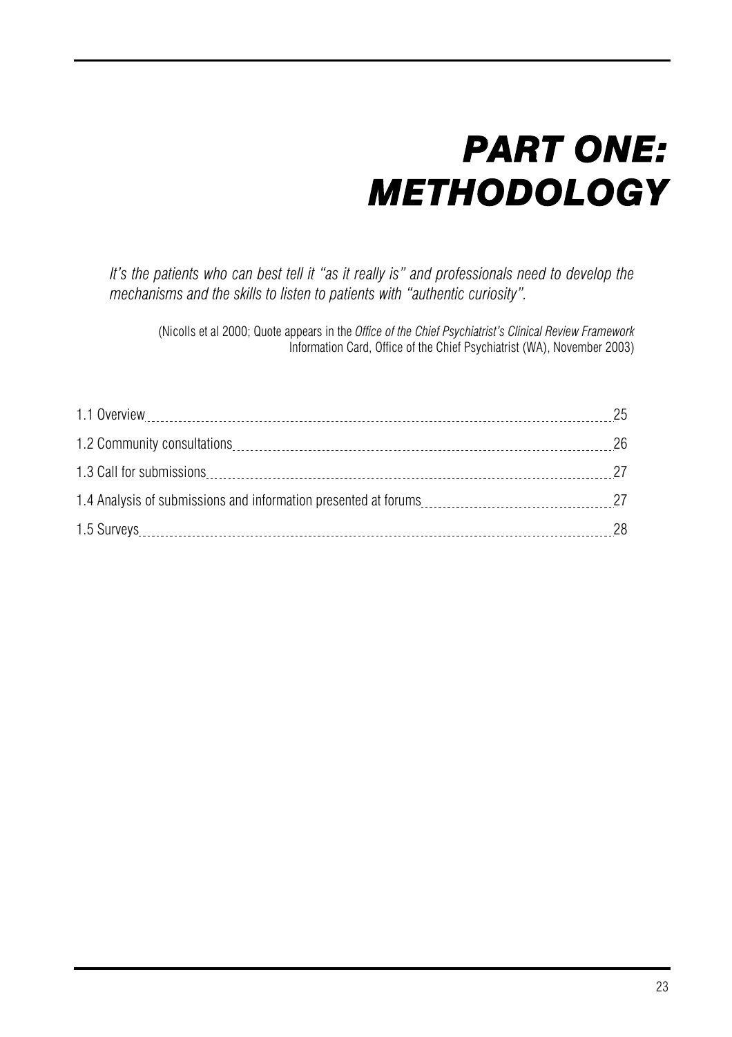# PART ONE: METHODOLOGY

*It's the patients who can best tell it "as it really is" and professionals need to develop the mechanisms and the skills to listen to patients with "authentic curiosity".*

(Nicolls et al 2000; Quote appears in the *Office of the Chief Psychiatrist's Clinical Review Framework* Information Card, Office of the Chief Psychiatrist (WA), November 2003)

- 1.1 Overview ........ 25
- 1.2 Community consultations ........ 26
- 1.3 Call for submissions ........ 27
- 1.4 Analysis of submissions and information presented at forums ........ 27
- 1.5 Surveys ........ 28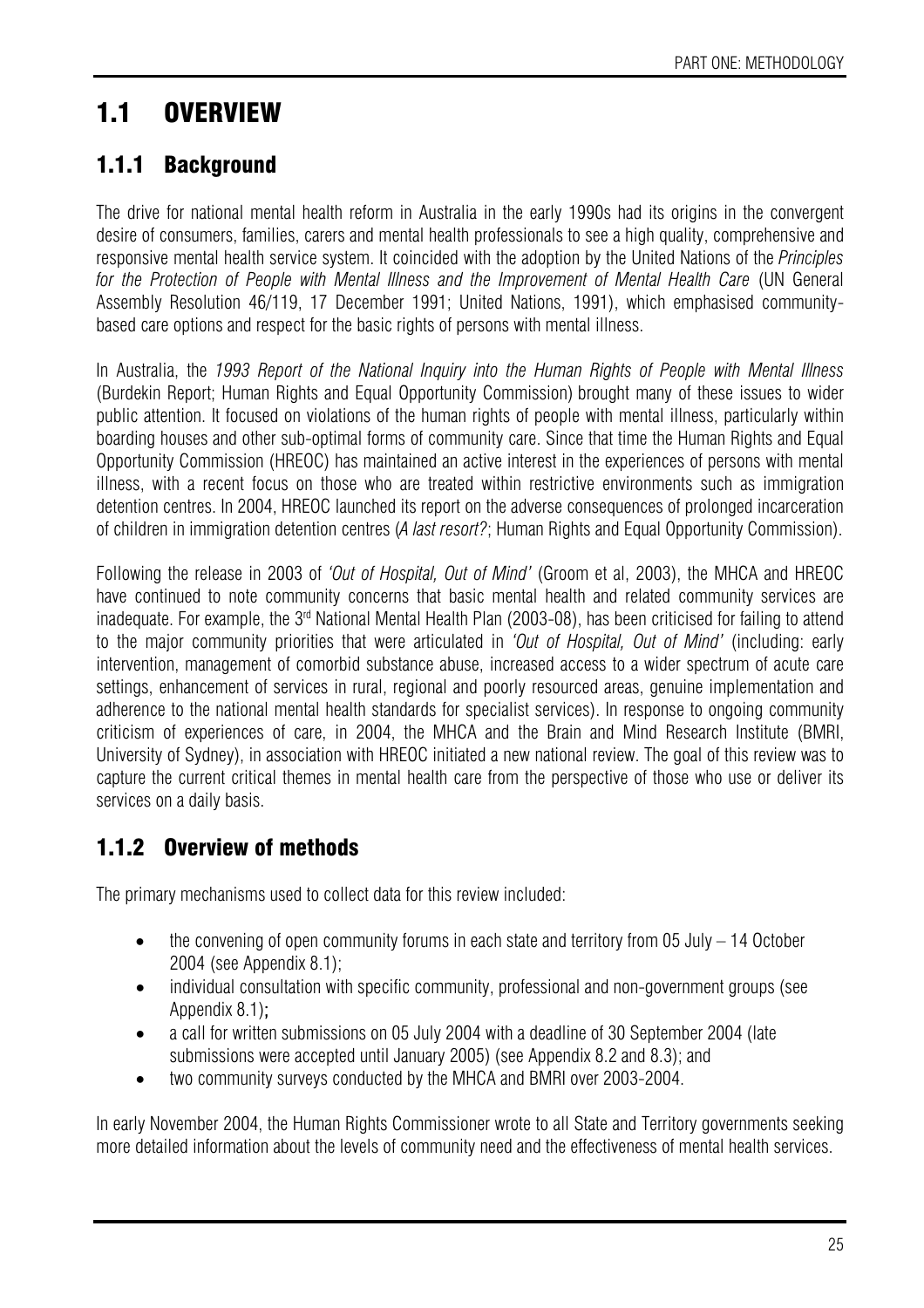# 1.1 OVERVIEW

## 1.1.1 Background

The drive for national mental health reform in Australia in the early 1990s had its origins in the convergent desire of consumers, families, carers and mental health professionals to see a high quality, comprehensive and responsive mental health service system. It coincided with the adoption by the United Nations of the *Principles for the Protection of People with Mental Illness and the Improvement of Mental Health Care* (UN General Assembly Resolution 46/119, 17 December 1991; United Nations, 1991), which emphasised community-based care options and respect for the basic rights of persons with mental illness.

In Australia, the *1993 Report of the National Inquiry into the Human Rights of People with Mental Illness* (Burdekin Report; Human Rights and Equal Opportunity Commission) brought many of these issues to wider public attention. It focused on violations of the human rights of people with mental illness, particularly within boarding houses and other sub-optimal forms of community care. Since that time the Human Rights and Equal Opportunity Commission (HREOC) has maintained an active interest in the experiences of persons with mental illness, with a recent focus on those who are treated within restrictive environments such as immigration detention centres. In 2004, HREOC launched its report on the adverse consequences of prolonged incarceration of children in immigration detention centres (*A last resort?*; Human Rights and Equal Opportunity Commission).

Following the release in 2003 of *'Out of Hospital, Out of Mind'* (Groom et al, 2003), the MHCA and HREOC have continued to note community concerns that basic mental health and related community services are inadequate. For example, the 3rd National Mental Health Plan (2003-08), has been criticised for failing to attend to the major community priorities that were articulated in *'Out of Hospital, Out of Mind'* (including: early intervention, management of comorbid substance abuse, increased access to a wider spectrum of acute care settings, enhancement of services in rural, regional and poorly resourced areas, genuine implementation and adherence to the national mental health standards for specialist services). In response to ongoing community criticism of experiences of care, in 2004, the MHCA and the Brain and Mind Research Institute (BMRI, University of Sydney), in association with HREOC initiated a new national review. The goal of this review was to capture the current critical themes in mental health care from the perspective of those who use or deliver its services on a daily basis.

## 1.1.2 Overview of methods

The primary mechanisms used to collect data for this review included:

- the convening of open community forums in each state and territory from 05 July – 14 October 2004 (see Appendix 8.1);
- individual consultation with specific community, professional and non-government groups (see Appendix 8.1);
- a call for written submissions on 05 July 2004 with a deadline of 30 September 2004 (late submissions were accepted until January 2005) (see Appendix 8.2 and 8.3); and
- two community surveys conducted by the MHCA and BMRI over 2003-2004.

In early November 2004, the Human Rights Commissioner wrote to all State and Territory governments seeking more detailed information about the levels of community need and the effectiveness of mental health services.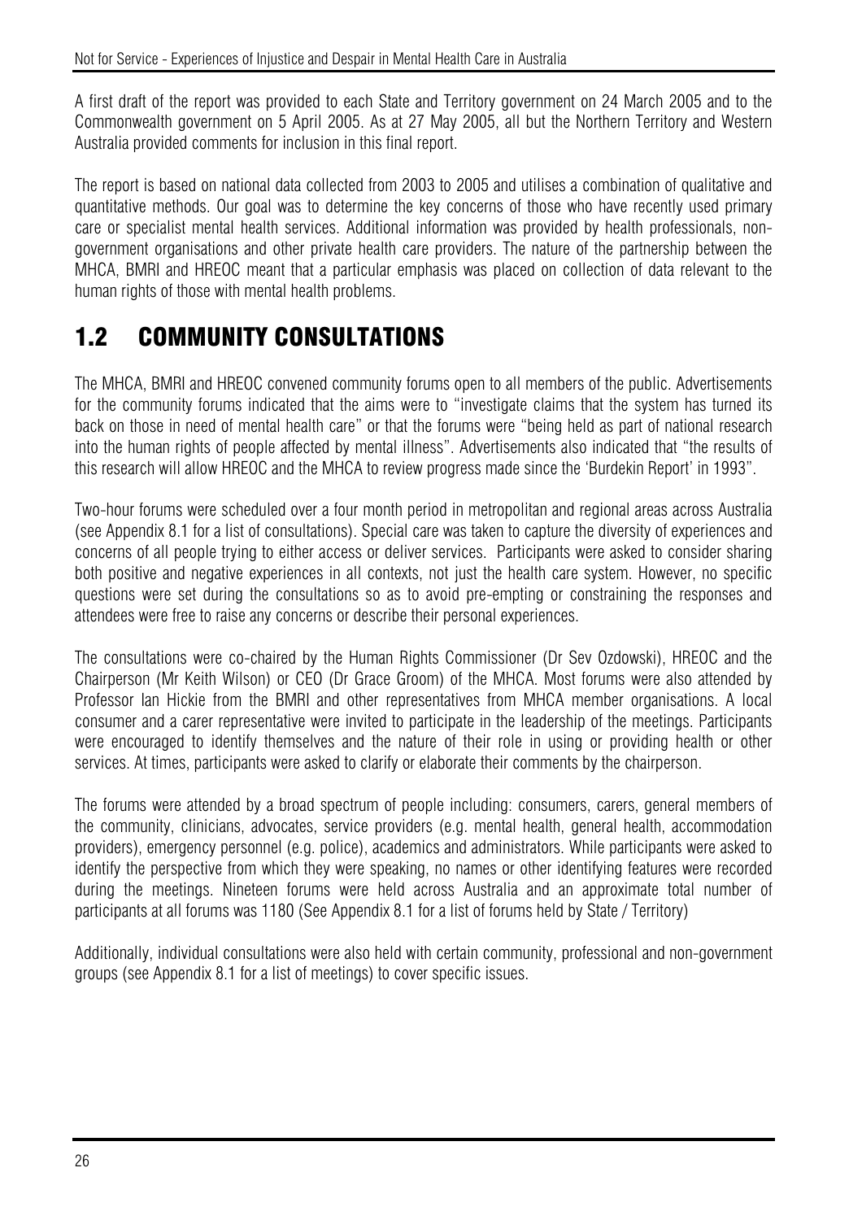A first draft of the report was provided to each State and Territory government on 24 March 2005 and to the Commonwealth government on 5 April 2005. As at 27 May 2005, all but the Northern Territory and Western Australia provided comments for inclusion in this final report.

The report is based on national data collected from 2003 to 2005 and utilises a combination of qualitative and quantitative methods. Our goal was to determine the key concerns of those who have recently used primary care or specialist mental health services. Additional information was provided by health professionals, non-government organisations and other private health care providers. The nature of the partnership between the MHCA, BMRI and HREOC meant that a particular emphasis was placed on collection of data relevant to the human rights of those with mental health problems.

## 1.2 COMMUNITY CONSULTATIONS

The MHCA, BMRI and HREOC convened community forums open to all members of the public. Advertisements for the community forums indicated that the aims were to "investigate claims that the system has turned its back on those in need of mental health care" or that the forums were "being held as part of national research into the human rights of people affected by mental illness". Advertisements also indicated that "the results of this research will allow HREOC and the MHCA to review progress made since the 'Burdekin Report' in 1993".

Two-hour forums were scheduled over a four month period in metropolitan and regional areas across Australia (see Appendix 8.1 for a list of consultations). Special care was taken to capture the diversity of experiences and concerns of all people trying to either access or deliver services. Participants were asked to consider sharing both positive and negative experiences in all contexts, not just the health care system. However, no specific questions were set during the consultations so as to avoid pre-empting or constraining the responses and attendees were free to raise any concerns or describe their personal experiences.

The consultations were co-chaired by the Human Rights Commissioner (Dr Sev Ozdowski), HREOC and the Chairperson (Mr Keith Wilson) or CEO (Dr Grace Groom) of the MHCA. Most forums were also attended by Professor Ian Hickie from the BMRI and other representatives from MHCA member organisations. A local consumer and a carer representative were invited to participate in the leadership of the meetings. Participants were encouraged to identify themselves and the nature of their role in using or providing health or other services. At times, participants were asked to clarify or elaborate their comments by the chairperson.

The forums were attended by a broad spectrum of people including: consumers, carers, general members of the community, clinicians, advocates, service providers (e.g. mental health, general health, accommodation providers), emergency personnel (e.g. police), academics and administrators. While participants were asked to identify the perspective from which they were speaking, no names or other identifying features were recorded during the meetings. Nineteen forums were held across Australia and an approximate total number of participants at all forums was 1180 (See Appendix 8.1 for a list of forums held by State / Territory)

Additionally, individual consultations were also held with certain community, professional and non-government groups (see Appendix 8.1 for a list of meetings) to cover specific issues.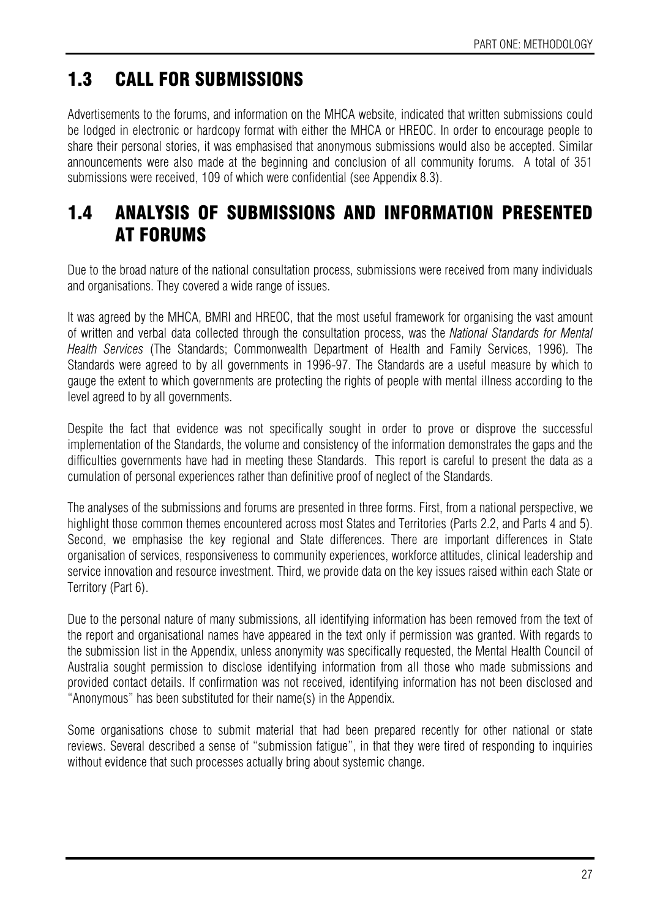## 1.3 CALL FOR SUBMISSIONS

Advertisements to the forums, and information on the MHCA website, indicated that written submissions could be lodged in electronic or hardcopy format with either the MHCA or HREOC. In order to encourage people to share their personal stories, it was emphasised that anonymous submissions would also be accepted. Similar announcements were also made at the beginning and conclusion of all community forums. A total of 351 submissions were received, 109 of which were confidential (see Appendix 8.3).

## 1.4 ANALYSIS OF SUBMISSIONS AND INFORMATION PRESENTED AT FORUMS

Due to the broad nature of the national consultation process, submissions were received from many individuals and organisations. They covered a wide range of issues.

It was agreed by the MHCA, BMRI and HREOC, that the most useful framework for organising the vast amount of written and verbal data collected through the consultation process, was the *National Standards for Mental Health Services* (The Standards; Commonwealth Department of Health and Family Services, 1996). The Standards were agreed to by all governments in 1996-97. The Standards are a useful measure by which to gauge the extent to which governments are protecting the rights of people with mental illness according to the level agreed to by all governments.

Despite the fact that evidence was not specifically sought in order to prove or disprove the successful implementation of the Standards, the volume and consistency of the information demonstrates the gaps and the difficulties governments have had in meeting these Standards. This report is careful to present the data as a cumulation of personal experiences rather than definitive proof of neglect of the Standards.

The analyses of the submissions and forums are presented in three forms. First, from a national perspective, we highlight those common themes encountered across most States and Territories (Parts 2.2, and Parts 4 and 5). Second, we emphasise the key regional and State differences. There are important differences in State organisation of services, responsiveness to community experiences, workforce attitudes, clinical leadership and service innovation and resource investment. Third, we provide data on the key issues raised within each State or Territory (Part 6).

Due to the personal nature of many submissions, all identifying information has been removed from the text of the report and organisational names have appeared in the text only if permission was granted. With regards to the submission list in the Appendix, unless anonymity was specifically requested, the Mental Health Council of Australia sought permission to disclose identifying information from all those who made submissions and provided contact details. If confirmation was not received, identifying information has not been disclosed and "Anonymous" has been substituted for their name(s) in the Appendix.

Some organisations chose to submit material that had been prepared recently for other national or state reviews. Several described a sense of "submission fatigue", in that they were tired of responding to inquiries without evidence that such processes actually bring about systemic change.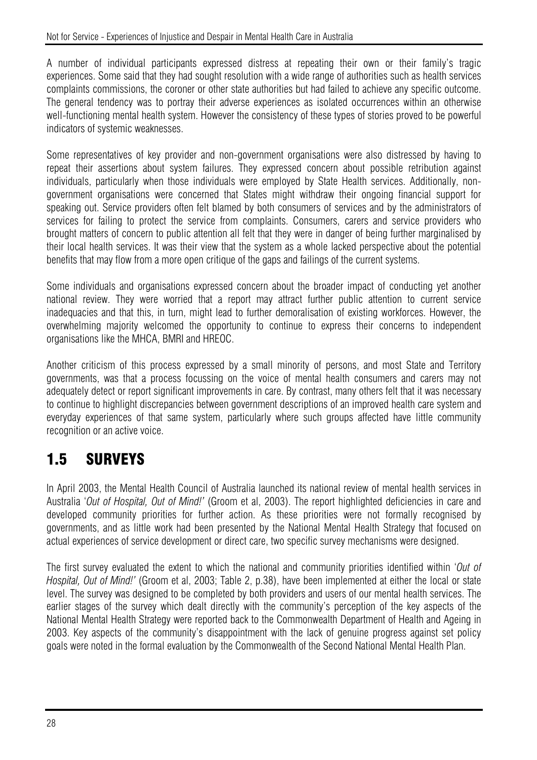A number of individual participants expressed distress at repeating their own or their family's tragic experiences. Some said that they had sought resolution with a wide range of authorities such as health services complaints commissions, the coroner or other state authorities but had failed to achieve any specific outcome. The general tendency was to portray their adverse experiences as isolated occurrences within an otherwise well-functioning mental health system. However the consistency of these types of stories proved to be powerful indicators of systemic weaknesses.

Some representatives of key provider and non-government organisations were also distressed by having to repeat their assertions about system failures. They expressed concern about possible retribution against individuals, particularly when those individuals were employed by State Health services. Additionally, non-government organisations were concerned that States might withdraw their ongoing financial support for speaking out. Service providers often felt blamed by both consumers of services and by the administrators of services for failing to protect the service from complaints. Consumers, carers and service providers who brought matters of concern to public attention all felt that they were in danger of being further marginalised by their local health services. It was their view that the system as a whole lacked perspective about the potential benefits that may flow from a more open critique of the gaps and failings of the current systems.

Some individuals and organisations expressed concern about the broader impact of conducting yet another national review. They were worried that a report may attract further public attention to current service inadequacies and that this, in turn, might lead to further demoralisation of existing workforces. However, the overwhelming majority welcomed the opportunity to continue to express their concerns to independent organisations like the MHCA, BMRI and HREOC.

Another criticism of this process expressed by a small minority of persons, and most State and Territory governments, was that a process focussing on the voice of mental health consumers and carers may not adequately detect or report significant improvements in care. By contrast, many others felt that it was necessary to continue to highlight discrepancies between government descriptions of an improved health care system and everyday experiences of that same system, particularly where such groups affected have little community recognition or an active voice.

## 1.5 SURVEYS

In April 2003, the Mental Health Council of Australia launched its national review of mental health services in Australia '*Out of Hospital, Out of Mind!*' (Groom et al, 2003). The report highlighted deficiencies in care and developed community priorities for further action. As these priorities were not formally recognised by governments, and as little work had been presented by the National Mental Health Strategy that focused on actual experiences of service development or direct care, two specific survey mechanisms were designed.

The first survey evaluated the extent to which the national and community priorities identified within '*Out of Hospital, Out of Mind!*' (Groom et al, 2003; Table 2, p.38), have been implemented at either the local or state level. The survey was designed to be completed by both providers and users of our mental health services. The earlier stages of the survey which dealt directly with the community's perception of the key aspects of the National Mental Health Strategy were reported back to the Commonwealth Department of Health and Ageing in 2003. Key aspects of the community's disappointment with the lack of genuine progress against set policy goals were noted in the formal evaluation by the Commonwealth of the Second National Mental Health Plan.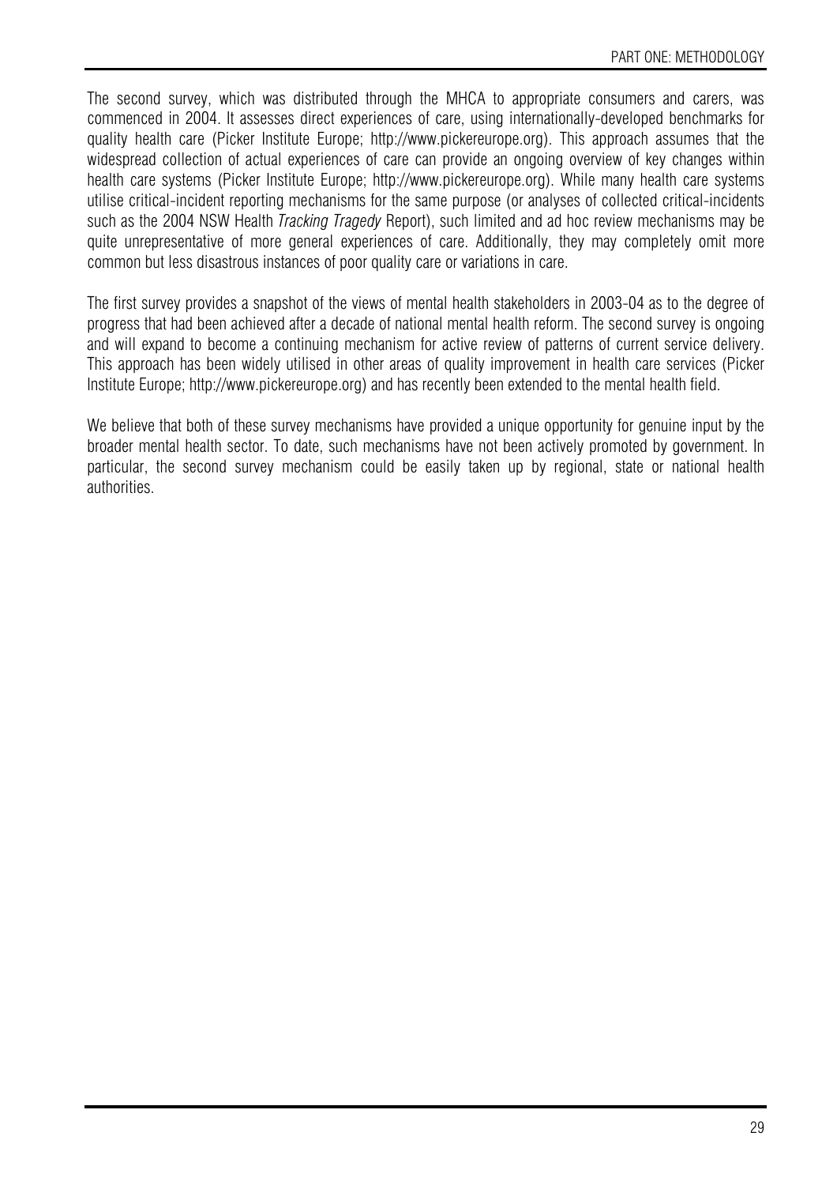The second survey, which was distributed through the MHCA to appropriate consumers and carers, was commenced in 2004. It assesses direct experiences of care, using internationally-developed benchmarks for quality health care (Picker Institute Europe; http://www.pickereurope.org). This approach assumes that the widespread collection of actual experiences of care can provide an ongoing overview of key changes within health care systems (Picker Institute Europe; http://www.pickereurope.org). While many health care systems utilise critical-incident reporting mechanisms for the same purpose (or analyses of collected critical-incidents such as the 2004 NSW Health *Tracking Tragedy* Report), such limited and ad hoc review mechanisms may be quite unrepresentative of more general experiences of care. Additionally, they may completely omit more common but less disastrous instances of poor quality care or variations in care.

The first survey provides a snapshot of the views of mental health stakeholders in 2003-04 as to the degree of progress that had been achieved after a decade of national mental health reform. The second survey is ongoing and will expand to become a continuing mechanism for active review of patterns of current service delivery. This approach has been widely utilised in other areas of quality improvement in health care services (Picker Institute Europe; http://www.pickereurope.org) and has recently been extended to the mental health field.

We believe that both of these survey mechanisms have provided a unique opportunity for genuine input by the broader mental health sector. To date, such mechanisms have not been actively promoted by government. In particular, the second survey mechanism could be easily taken up by regional, state or national health authorities.